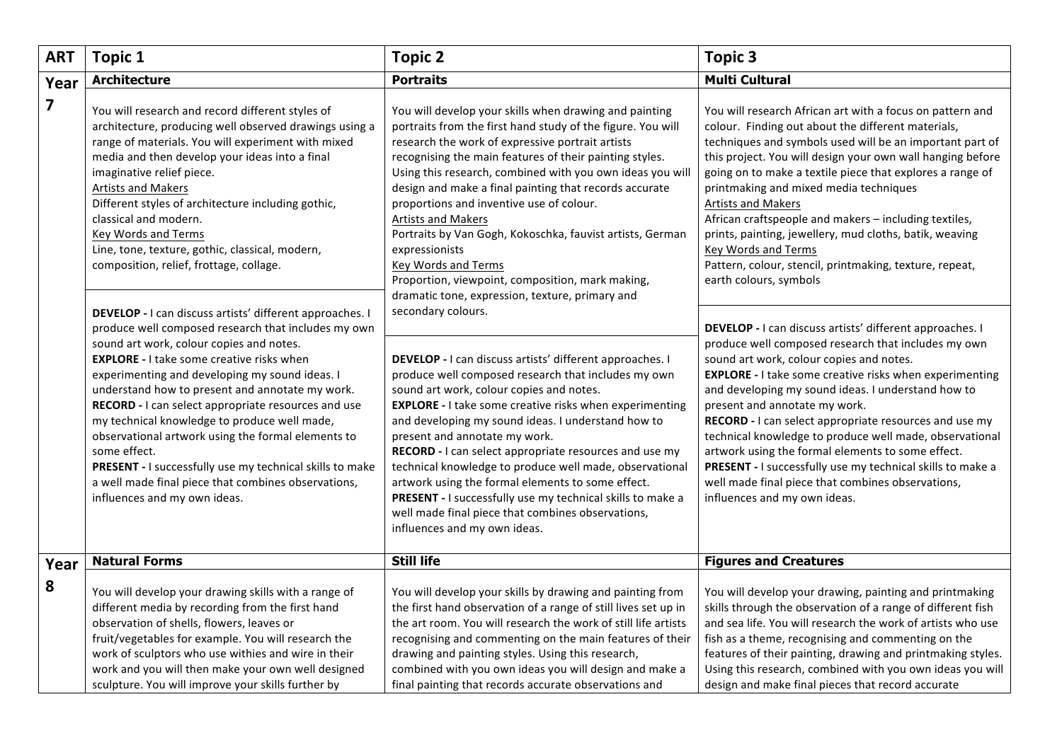| ART | Topic 1 | Topic 2 | Topic 3 |
|---|---|---|---|
| Year 7 | **Architecture** | **Portraits** | **Multi Cultural** |
| | You will research and record different styles of architecture, producing well observed drawings using a range of materials. You will experiment with mixed media and then develop your ideas into a final imaginative relief piece.<br>Artists and Makers<br>Different styles of architecture including gothic, classical and modern.<br>Key Words and Terms<br>Line, tone, texture, gothic, classical, modern, composition, relief, frottage, collage. | You will develop your skills when drawing and painting portraits from the first hand study of the figure. You will research the work of expressive portrait artists recognising the main features of their painting styles. Using this research, combined with you own ideas you will design and make a final painting that records accurate proportions and inventive use of colour.<br>Artists and Makers<br>Portraits by Van Gogh, Kokoschka, fauvist artists, German expressionists<br>Key Words and Terms<br>Proportion, viewpoint, composition, mark making, dramatic tone, expression, texture, primary and secondary colours. | You will research African art with a focus on pattern and colour. Finding out about the different materials, techniques and symbols used will be an important part of this project. You will design your own wall hanging before going on to make a textile piece that explores a range of printmaking and mixed media techniques<br>Artists and Makers<br>African craftspeople and makers – including textiles, prints, painting, jewellery, mud cloths, batik, weaving<br>Key Words and Terms<br>Pattern, colour, stencil, printmaking, texture, repeat, earth colours, symbols |
| | **DEVELOP -** I can discuss artists' different approaches. I produce well composed research that includes my own sound art work, colour copies and notes.<br>**EXPLORE -** I take some creative risks when experimenting and developing my sound ideas. I understand how to present and annotate my work.<br>**RECORD -** I can select appropriate resources and use my technical knowledge to produce well made, observational artwork using the formal elements to some effect.<br>**PRESENT -** I successfully use my technical skills to make a well made final piece that combines observations, influences and my own ideas. | **DEVELOP -** I can discuss artists' different approaches. I produce well composed research that includes my own sound art work, colour copies and notes.<br>**EXPLORE -** I take some creative risks when experimenting and developing my sound ideas. I understand how to present and annotate my work.<br>**RECORD -** I can select appropriate resources and use my technical knowledge to produce well made, observational artwork using the formal elements to some effect.<br>**PRESENT -** I successfully use my technical skills to make a well made final piece that combines observations, influences and my own ideas. | **DEVELOP -** I can discuss artists' different approaches. I produce well composed research that includes my own sound art work, colour copies and notes.<br>**EXPLORE -** I take some creative risks when experimenting and developing my sound ideas. I understand how to present and annotate my work.<br>**RECORD -** I can select appropriate resources and use my technical knowledge to produce well made, observational artwork using the formal elements to some effect.<br>**PRESENT -** I successfully use my technical skills to make a well made final piece that combines observations, influences and my own ideas. |
| Year 8 | **Natural Forms** | **Still life** | **Figures and Creatures** |
| | You will develop your drawing skills with a range of different media by recording from the first hand observation of shells, flowers, leaves or fruit/vegetables for example. You will research the work of sculptors who use withies and wire in their work and you will then make your own well designed sculpture. You will improve your skills further by | You will develop your skills by drawing and painting from the first hand observation of a range of still lives set up in the art room. You will research the work of still life artists recognising and commenting on the main features of their drawing and painting styles. Using this research, combined with you own ideas you will design and make a final painting that records accurate observations and | You will develop your drawing, painting and printmaking skills through the observation of a range of different fish and sea life. You will research the work of artists who use fish as a theme, recognising and commenting on the features of their painting, drawing and printmaking styles. Using this research, combined with you own ideas you will design and make final pieces that record accurate |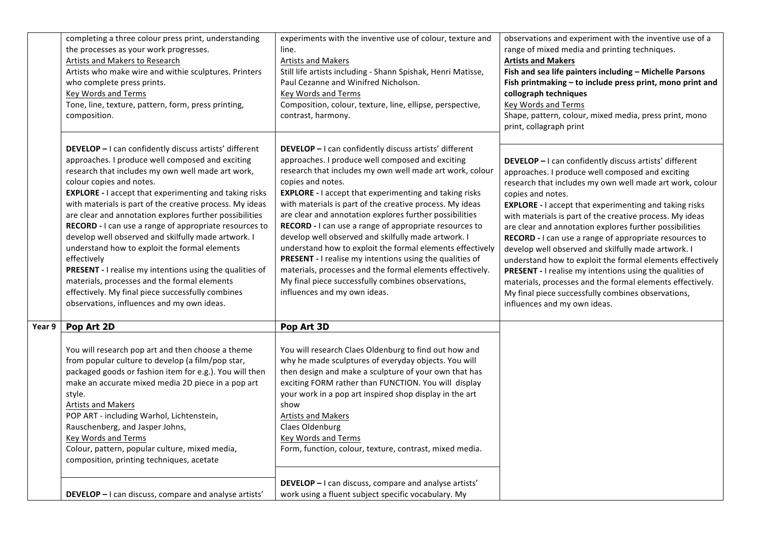| | | | |
|---|---|---|---|
| | completing a three colour press print, understanding the processes as your work progresses.<br>Artists and Makers to Research<br>Artists who make wire and withie sculptures. Printers who complete press prints.<br>Key Words and Terms<br>Tone, line, texture, pattern, form, press printing, composition. | experiments with the inventive use of colour, texture and line.<br>Artists and Makers<br>Still life artists including - Shann Spishak, Henri Matisse, Paul Cezanne and Winifred Nicholson.<br>Key Words and Terms<br>Composition, colour, texture, line, ellipse, perspective, contrast, harmony. | observations and experiment with the inventive use of a range of mixed media and printing techniques.<br>**Artists and Makers**<br>**Fish and sea life painters including – Michelle Parsons**<br>**Fish printmaking – to include press print, mono print and collograph techniques**<br>Key Words and Terms<br>Shape, pattern, colour, mixed media, press print, mono print, collagraph print |
| | **DEVELOP –** I can confidently discuss artists' different approaches. I produce well composed and exciting research that includes my own well made art work, colour copies and notes.<br>**EXPLORE -** I accept that experimenting and taking risks with materials is part of the creative process. My ideas are clear and annotation explores further possibilities<br>**RECORD -** I can use a range of appropriate resources to develop well observed and skilfully made artwork. I understand how to exploit the formal elements effectively<br>**PRESENT -** I realise my intentions using the qualities of materials, processes and the formal elements effectively. My final piece successfully combines observations, influences and my own ideas. | **DEVELOP –** I can confidently discuss artists' different approaches. I produce well composed and exciting research that includes my own well made art work, colour copies and notes.<br>**EXPLORE -** I accept that experimenting and taking risks with materials is part of the creative process. My ideas are clear and annotation explores further possibilities<br>**RECORD -** I can use a range of appropriate resources to develop well observed and skilfully made artwork. I understand how to exploit the formal elements effectively<br>**PRESENT -** I realise my intentions using the qualities of materials, processes and the formal elements effectively. My final piece successfully combines observations, influences and my own ideas. | **DEVELOP –** I can confidently discuss artists' different approaches. I produce well composed and exciting research that includes my own well made art work, colour copies and notes.<br>**EXPLORE -** I accept that experimenting and taking risks with materials is part of the creative process. My ideas are clear and annotation explores further possibilities<br>**RECORD -** I can use a range of appropriate resources to develop well observed and skilfully made artwork. I understand how to exploit the formal elements effectively<br>**PRESENT -** I realise my intentions using the qualities of materials, processes and the formal elements effectively. My final piece successfully combines observations, influences and my own ideas. |
| **Year 9** | **Pop Art 2D** | **Pop Art 3D** | |
| | You will research pop art and then choose a theme from popular culture to develop (a film/pop star, packaged goods or fashion item for e.g.). You will then make an accurate mixed media 2D piece in a pop art style.<br>Artists and Makers<br>POP ART - including Warhol, Lichtenstein, Rauschenberg, and Jasper Johns,<br>Key Words and Terms<br>Colour, pattern, popular culture, mixed media, composition, printing techniques, acetate | You will research Claes Oldenburg to find out how and why he made sculptures of everyday objects. You will then design and make a sculpture of your own that has exciting FORM rather than FUNCTION. You will display your work in a pop art inspired shop display in the art show<br>Artists and Makers<br>Claes Oldenburg<br>Key Words and Terms<br>Form, function, colour, texture, contrast, mixed media. | |
| | **DEVELOP –** I can discuss, compare and analyse artists' | **DEVELOP –** I can discuss, compare and analyse artists' work using a fluent subject specific vocabulary. My | |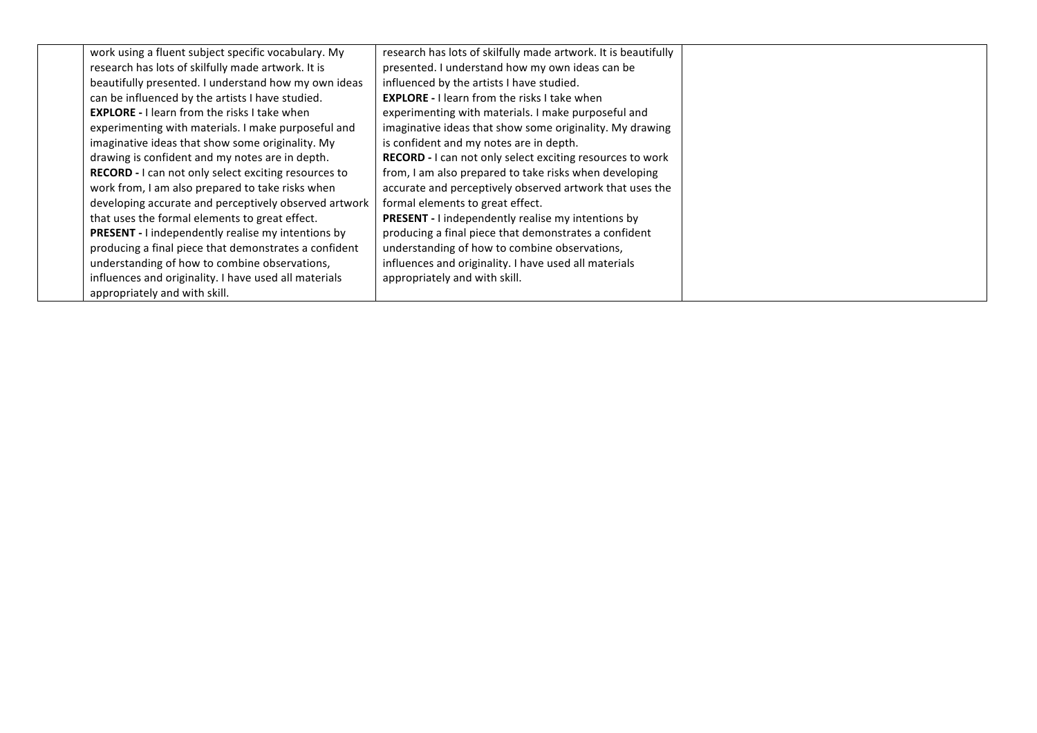| | | | |
|---|---|---|---|
| | work using a fluent subject specific vocabulary. My research has lots of skilfully made artwork. It is beautifully presented. I understand how my own ideas can be influenced by the artists I have studied.<br>**EXPLORE -** I learn from the risks I take when experimenting with materials. I make purposeful and imaginative ideas that show some originality. My drawing is confident and my notes are in depth.<br>**RECORD -** I can not only select exciting resources to work from, I am also prepared to take risks when developing accurate and perceptively observed artwork that uses the formal elements to great effect.<br>**PRESENT -** I independently realise my intentions by producing a final piece that demonstrates a confident understanding of how to combine observations, influences and originality. I have used all materials appropriately and with skill. | research has lots of skilfully made artwork. It is beautifully presented. I understand how my own ideas can be influenced by the artists I have studied.<br>**EXPLORE -** I learn from the risks I take when experimenting with materials. I make purposeful and imaginative ideas that show some originality. My drawing is confident and my notes are in depth.<br>**RECORD -** I can not only select exciting resources to work from, I am also prepared to take risks when developing accurate and perceptively observed artwork that uses the formal elements to great effect.<br>**PRESENT -** I independently realise my intentions by producing a final piece that demonstrates a confident understanding of how to combine observations, influences and originality. I have used all materials appropriately and with skill. | |